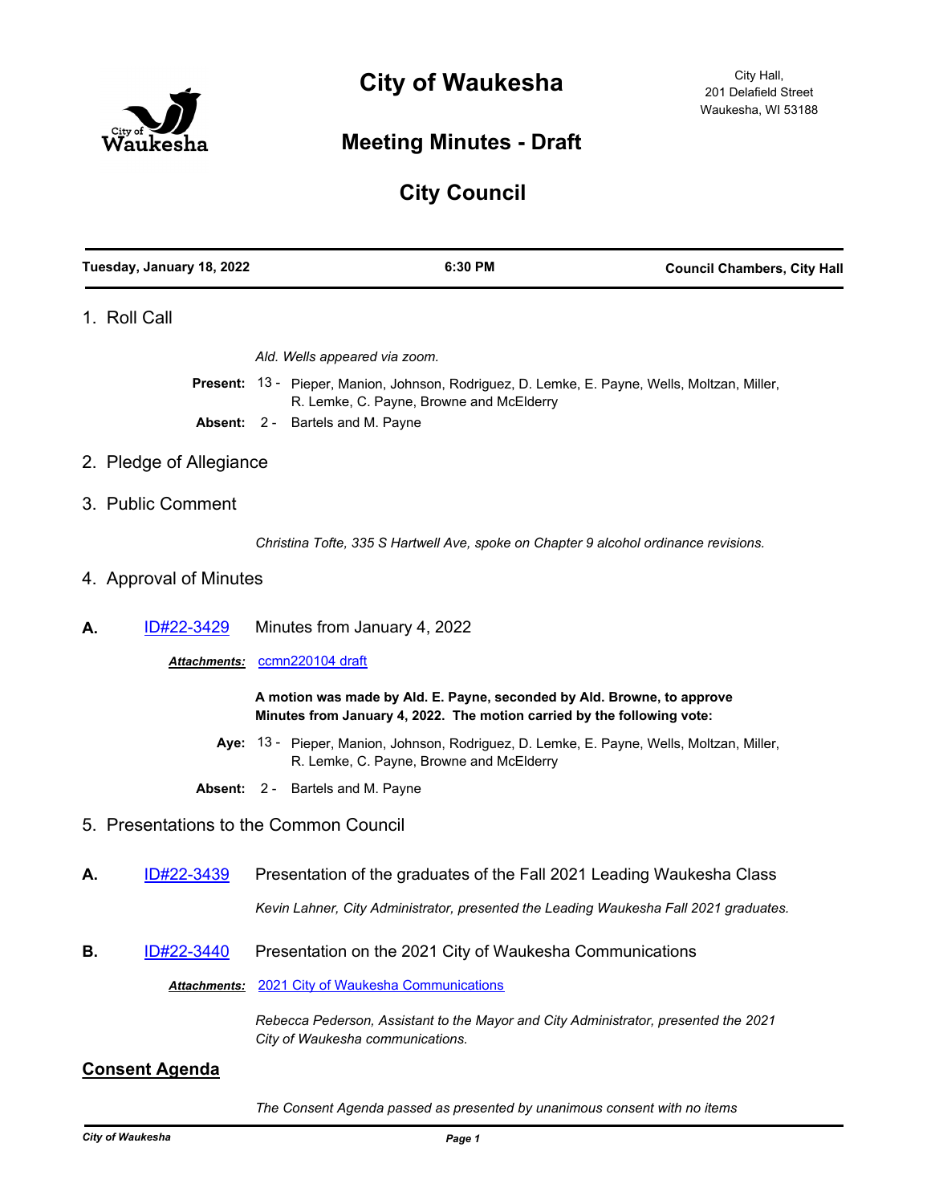# City of Waukesha

City Hall,
201 Delafield Street
Waukesha, WI 53188

## Meeting Minutes - Draft

## City Council

**Tuesday, January 18, 2022** | **6:30 PM** | **Council Chambers, City Hall**

### 1. Roll Call

*Ald. Wells appeared via zoom.*

**Present:** 13 - Pieper, Manion, Johnson, Rodriguez, D. Lemke, E. Payne, Wells, Moltzan, Miller, R. Lemke, C. Payne, Browne and McElderry

**Absent:** 2 - Bartels and M. Payne

### 2. Pledge of Allegiance

### 3. Public Comment

*Christina Tofte, 335 S Hartwell Ave, spoke on Chapter 9 alcohol ordinance revisions.*

### 4. Approval of Minutes

**A.** ID#22-3429 Minutes from January 4, 2022

***Attachments:*** ccmn220104 draft

**A motion was made by Ald. E. Payne, seconded by Ald. Browne, to approve Minutes from January 4, 2022. The motion carried by the following vote:**

**Aye:** 13 - Pieper, Manion, Johnson, Rodriguez, D. Lemke, E. Payne, Wells, Moltzan, Miller, R. Lemke, C. Payne, Browne and McElderry

**Absent:** 2 - Bartels and M. Payne

### 5. Presentations to the Common Council

**A.** ID#22-3439 Presentation of the graduates of the Fall 2021 Leading Waukesha Class

*Kevin Lahner, City Administrator, presented the Leading Waukesha Fall 2021 graduates.*

**B.** ID#22-3440 Presentation on the 2021 City of Waukesha Communications

***Attachments:*** 2021 City of Waukesha Communications

*Rebecca Pederson, Assistant to the Mayor and City Administrator, presented the 2021 City of Waukesha communications.*

## Consent Agenda

*The Consent Agenda passed as presented by unanimous consent with no items*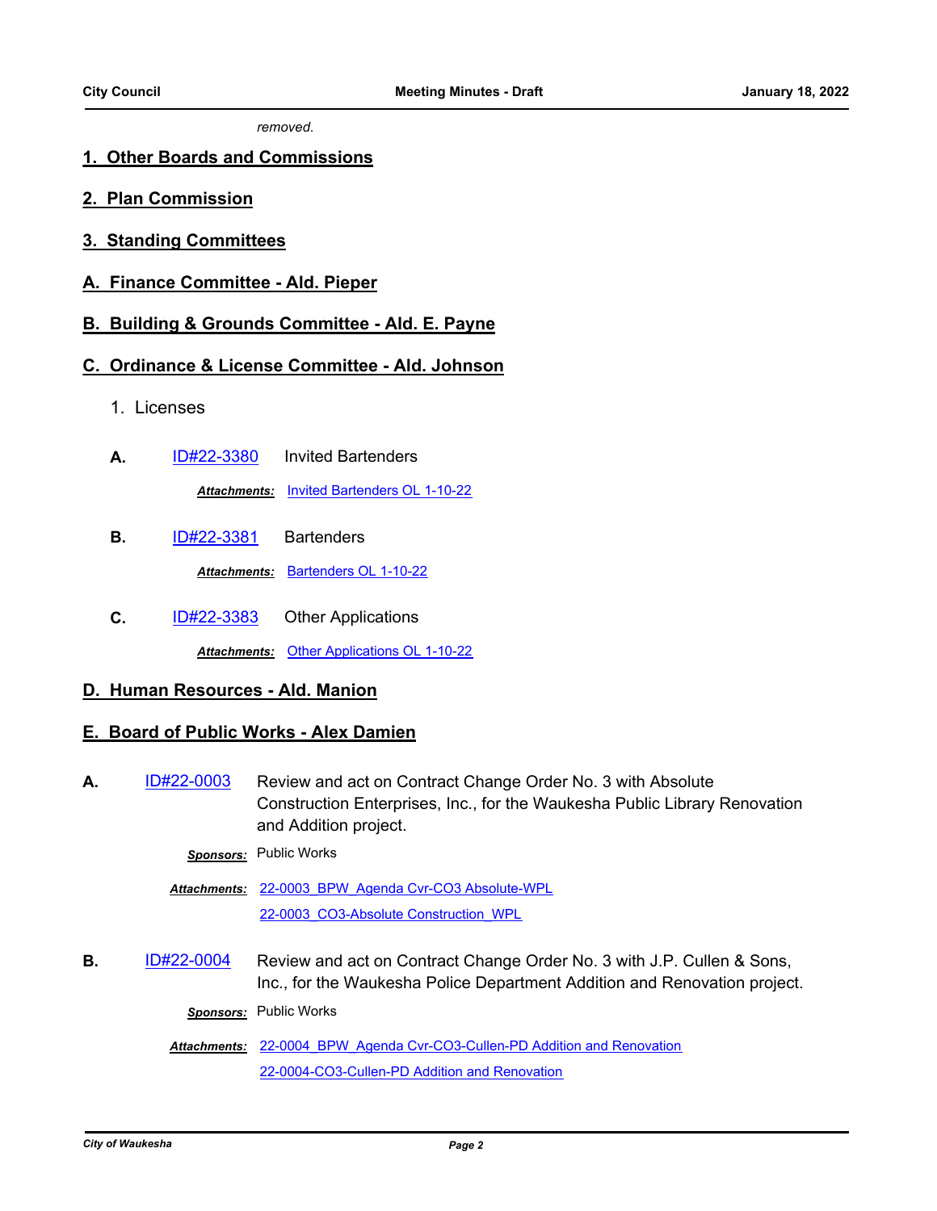*removed.*

## 1. Other Boards and Commissions

## 2. Plan Commission

## 3. Standing Committees

## A. Finance Committee - Ald. Pieper

## B. Building & Grounds Committee - Ald. E. Payne

## C. Ordinance & License Committee - Ald. Johnson

1. Licenses

**A.** [ID#22-3380] Invited Bartenders

***Attachments:*** [Invited Bartenders OL 1-10-22]

**B.** [ID#22-3381] Bartenders

***Attachments:*** [Bartenders OL 1-10-22]

**C.** [ID#22-3383] Other Applications

***Attachments:*** [Other Applications OL 1-10-22]

## D. Human Resources - Ald. Manion

## E. Board of Public Works - Alex Damien

**A.** [ID#22-0003] Review and act on Contract Change Order No. 3 with Absolute Construction Enterprises, Inc., for the Waukesha Public Library Renovation and Addition project.

***Sponsors:*** Public Works

***Attachments:*** [22-0003_BPW_Agenda Cvr-CO3 Absolute-WPL]
[22-0003_CO3-Absolute Construction_WPL]

**B.** [ID#22-0004] Review and act on Contract Change Order No. 3 with J.P. Cullen & Sons, Inc., for the Waukesha Police Department Addition and Renovation project.

***Sponsors:*** Public Works

***Attachments:*** [22-0004_BPW_Agenda Cvr-CO3-Cullen-PD Addition and Renovation]
[22-0004-CO3-Cullen-PD Addition and Renovation]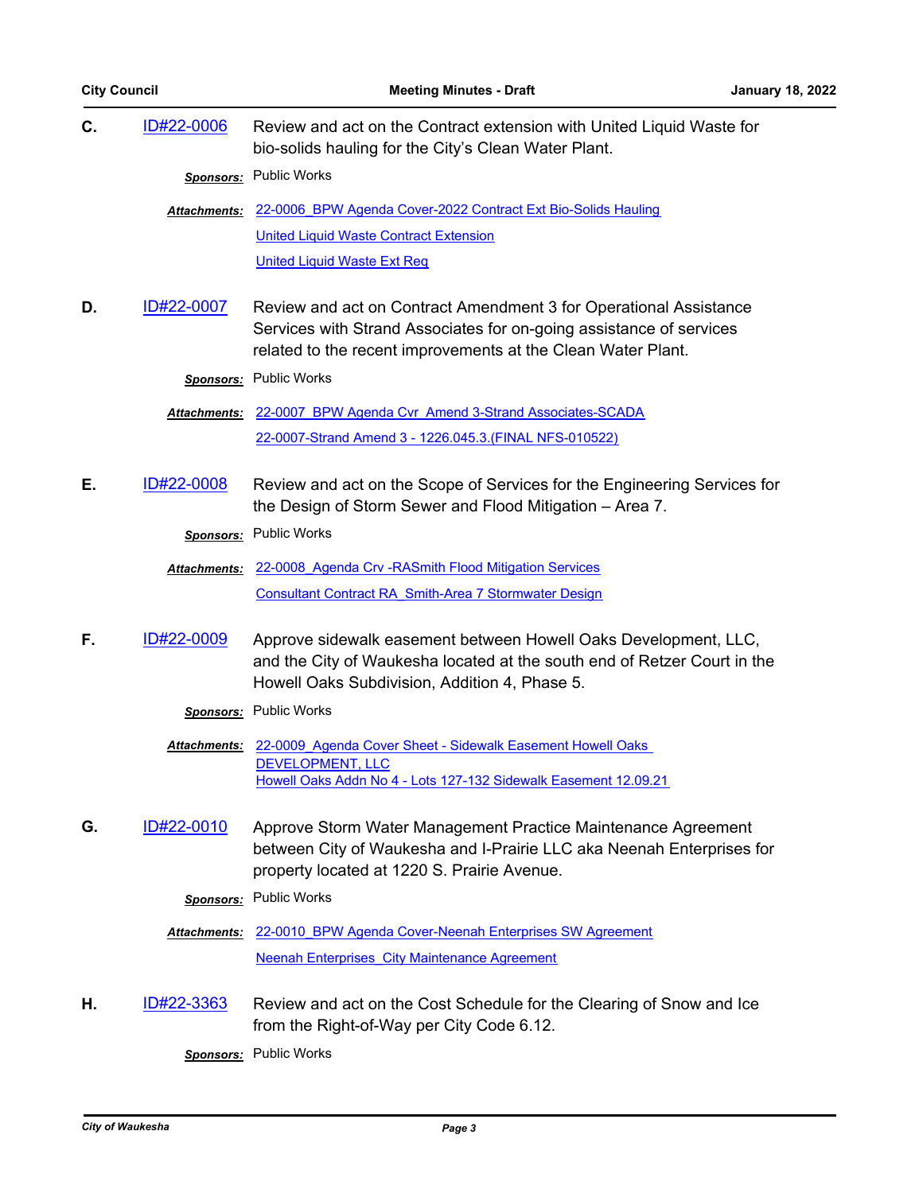**C.** ID#22-0006 Review and act on the Contract extension with United Liquid Waste for bio-solids hauling for the City's Clean Water Plant.

***Sponsors:*** Public Works

***Attachments:*** 22-0006_BPW Agenda Cover-2022 Contract Ext Bio-Solids Hauling
United Liquid Waste Contract Extension
United Liquid Waste Ext Req

**D.** ID#22-0007 Review and act on Contract Amendment 3 for Operational Assistance Services with Strand Associates for on-going assistance of services related to the recent improvements at the Clean Water Plant.

***Sponsors:*** Public Works

***Attachments:*** 22-0007_BPW Agenda Cvr_Amend 3-Strand Associates-SCADA
22-0007-Strand Amend 3 - 1226.045.3.(FINAL NFS-010522)

**E.** ID#22-0008 Review and act on the Scope of Services for the Engineering Services for the Design of Storm Sewer and Flood Mitigation – Area 7.

***Sponsors:*** Public Works

***Attachments:*** 22-0008_Agenda Crv -RASmith Flood Mitigation Services
Consultant Contract RA_Smith-Area 7 Stormwater Design

**F.** ID#22-0009 Approve sidewalk easement between Howell Oaks Development, LLC, and the City of Waukesha located at the south end of Retzer Court in the Howell Oaks Subdivision, Addition 4, Phase 5.

***Sponsors:*** Public Works

***Attachments:*** 22-0009_Agenda Cover Sheet - Sidewalk Easement Howell Oaks DEVELOPMENT, LLC
Howell Oaks Addn No 4 - Lots 127-132 Sidewalk Easement 12.09.21

**G.** ID#22-0010 Approve Storm Water Management Practice Maintenance Agreement between City of Waukesha and I-Prairie LLC aka Neenah Enterprises for property located at 1220 S. Prairie Avenue.

***Sponsors:*** Public Works

***Attachments:*** 22-0010_BPW Agenda Cover-Neenah Enterprises SW Agreement
Neenah Enterprises_City Maintenance Agreement

**H.** ID#22-3363 Review and act on the Cost Schedule for the Clearing of Snow and Ice from the Right-of-Way per City Code 6.12.

***Sponsors:*** Public Works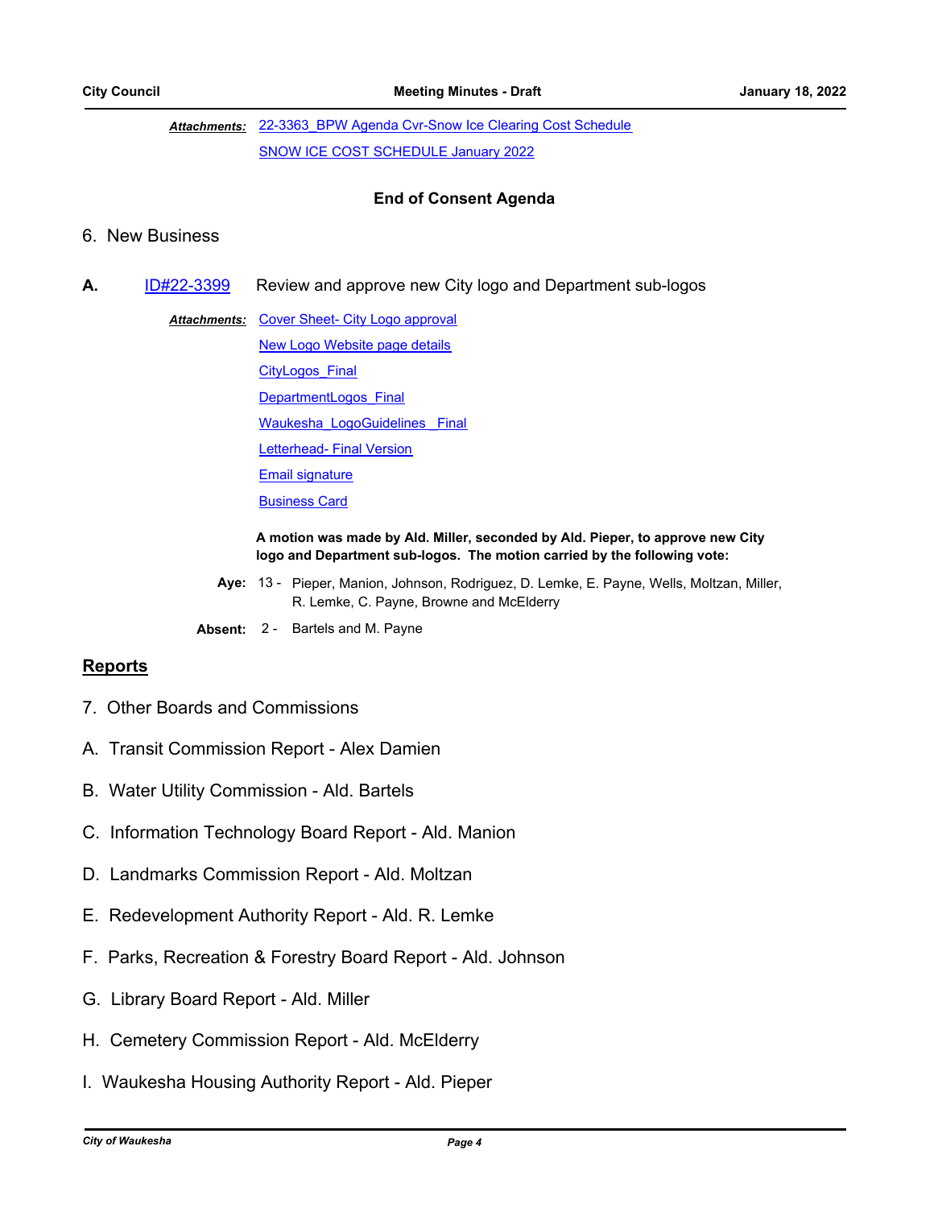***Attachments:*** 22-3363_BPW Agenda Cvr-Snow Ice Clearing Cost Schedule
SNOW ICE COST SCHEDULE January 2022

**End of Consent Agenda**

## 6. New Business

**A.** ID#22-3399 Review and approve new City logo and Department sub-logos

***Attachments:*** Cover Sheet- City Logo approval
New Logo Website page details
CityLogos_Final
DepartmentLogos_Final
Waukesha_LogoGuidelines _Final
Letterhead- Final Version
Email signature
Business Card

**A motion was made by Ald. Miller, seconded by Ald. Pieper, to approve new City logo and Department sub-logos. The motion carried by the following vote:**

**Aye:** 13 - Pieper, Manion, Johnson, Rodriguez, D. Lemke, E. Payne, Wells, Moltzan, Miller, R. Lemke, C. Payne, Browne and McElderry

**Absent:** 2 - Bartels and M. Payne

## Reports

## 7. Other Boards and Commissions

A. Transit Commission Report - Alex Damien

B. Water Utility Commission - Ald. Bartels

C. Information Technology Board Report - Ald. Manion

D. Landmarks Commission Report - Ald. Moltzan

E. Redevelopment Authority Report - Ald. R. Lemke

F. Parks, Recreation & Forestry Board Report - Ald. Johnson

G. Library Board Report - Ald. Miller

H. Cemetery Commission Report - Ald. McElderry

I. Waukesha Housing Authority Report - Ald. Pieper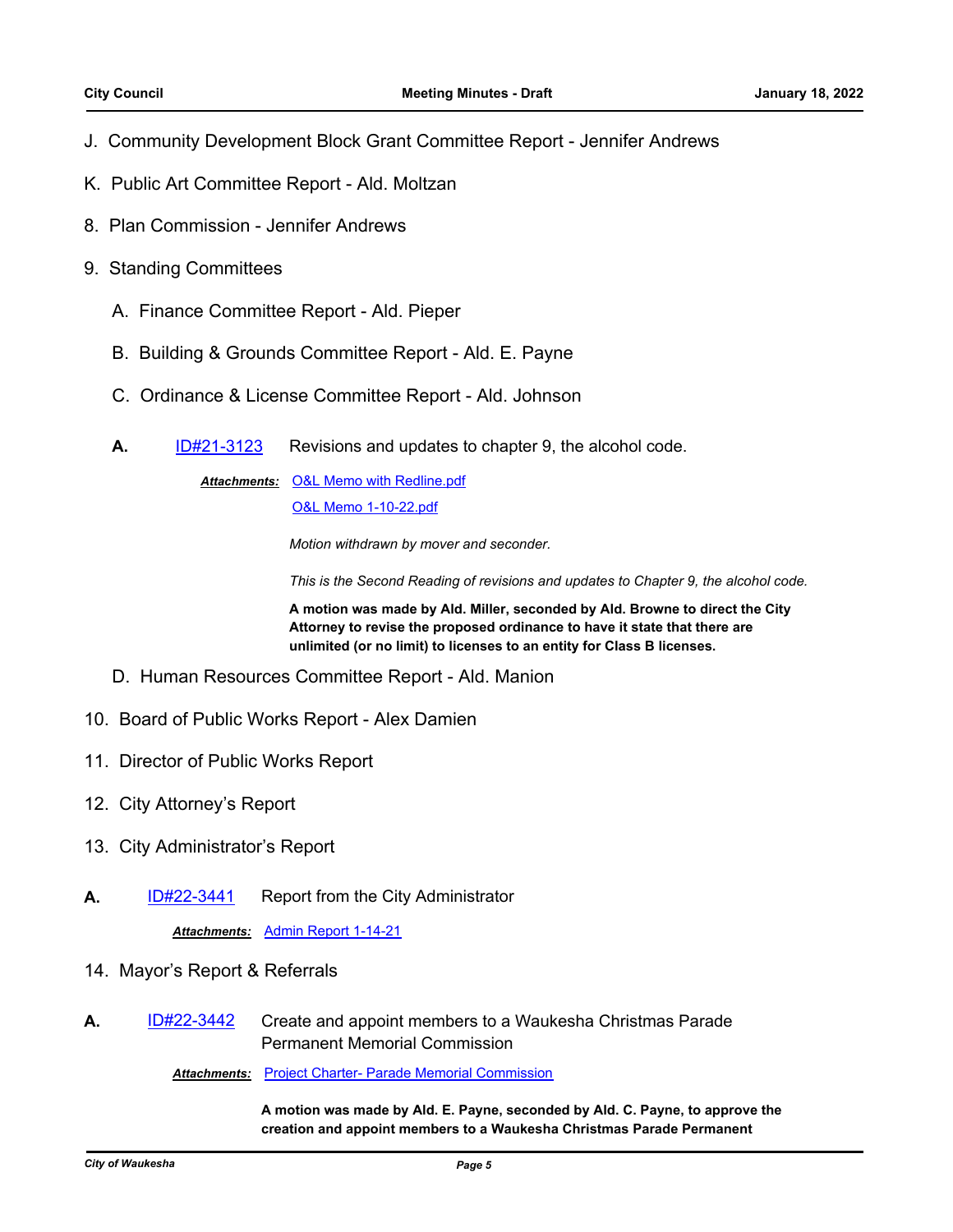J. Community Development Block Grant Committee Report - Jennifer Andrews

K. Public Art Committee Report - Ald. Moltzan

8. Plan Commission - Jennifer Andrews

9. Standing Committees

   A. Finance Committee Report - Ald. Pieper

   B. Building & Grounds Committee Report - Ald. E. Payne

   C. Ordinance & License Committee Report - Ald. Johnson

**A.** [ID#21-3123](#) Revisions and updates to chapter 9, the alcohol code.

***Attachments:*** [O&L Memo with Redline.pdf](#)
[O&L Memo 1-10-22.pdf](#)

*Motion withdrawn by mover and seconder.*

*This is the Second Reading of revisions and updates to Chapter 9, the alcohol code.*

**A motion was made by Ald. Miller, seconded by Ald. Browne to direct the City Attorney to revise the proposed ordinance to have it state that there are unlimited (or no limit) to licenses to an entity for Class B licenses.**

   D. Human Resources Committee Report - Ald. Manion

10. Board of Public Works Report - Alex Damien

11. Director of Public Works Report

12. City Attorney's Report

13. City Administrator's Report

**A.** [ID#22-3441](#) Report from the City Administrator

***Attachments:*** [Admin Report 1-14-21](#)

14. Mayor's Report & Referrals

**A.** [ID#22-3442](#) Create and appoint members to a Waukesha Christmas Parade Permanent Memorial Commission

***Attachments:*** [Project Charter- Parade Memorial Commission](#)

**A motion was made by Ald. E. Payne, seconded by Ald. C. Payne, to approve the creation and appoint members to a Waukesha Christmas Parade Permanent**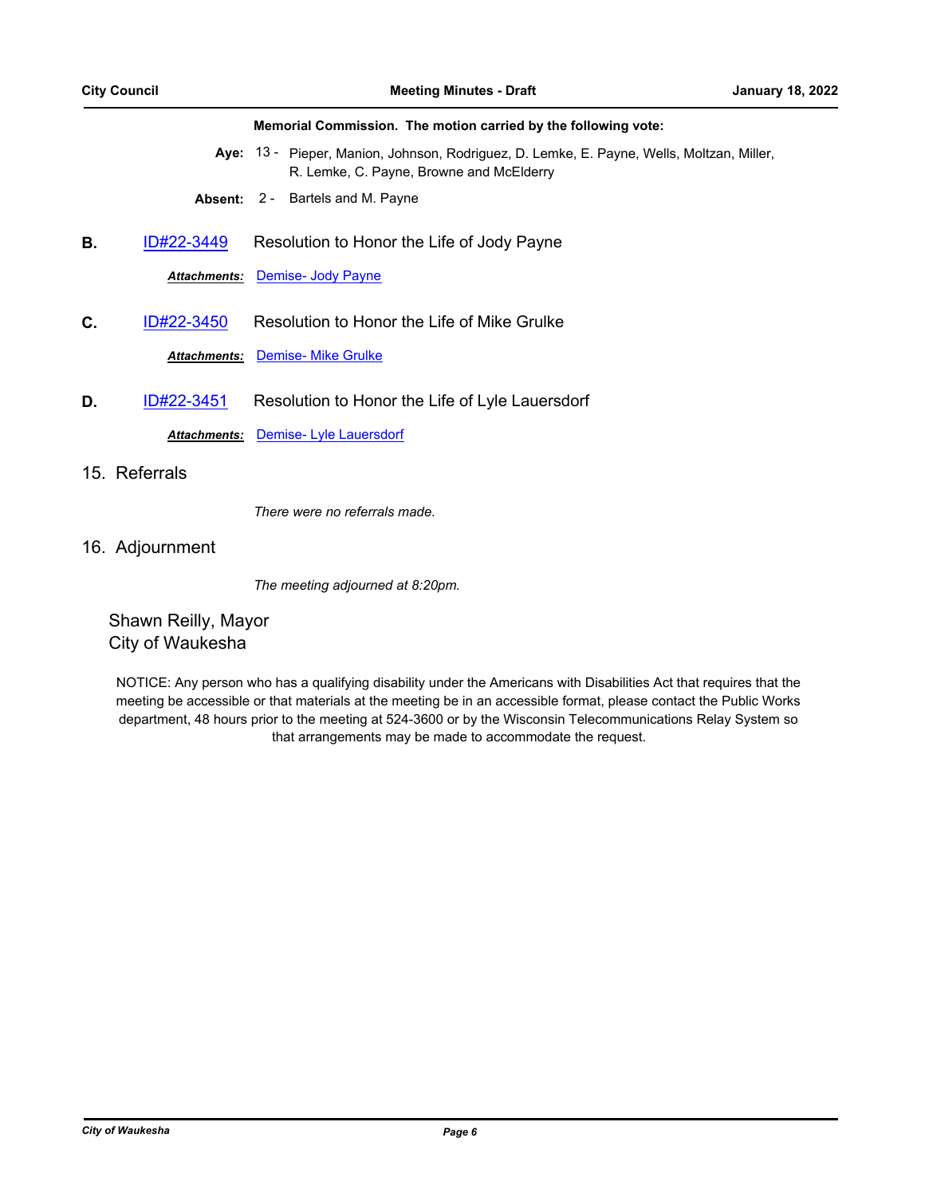**Memorial Commission. The motion carried by the following vote:**

**Aye:** 13 - Pieper, Manion, Johnson, Rodriguez, D. Lemke, E. Payne, Wells, Moltzan, Miller, R. Lemke, C. Payne, Browne and McElderry

**Absent:** 2 - Bartels and M. Payne

**B.** ID#22-3449 Resolution to Honor the Life of Jody Payne

***Attachments:*** Demise- Jody Payne

**C.** ID#22-3450 Resolution to Honor the Life of Mike Grulke

***Attachments:*** Demise- Mike Grulke

**D.** ID#22-3451 Resolution to Honor the Life of Lyle Lauersdorf

***Attachments:*** Demise- Lyle Lauersdorf

## 15. Referrals

*There were no referrals made.*

## 16. Adjournment

*The meeting adjourned at 8:20pm.*

Shawn Reilly, Mayor
City of Waukesha

NOTICE: Any person who has a qualifying disability under the Americans with Disabilities Act that requires that the meeting be accessible or that materials at the meeting be in an accessible format, please contact the Public Works department, 48 hours prior to the meeting at 524-3600 or by the Wisconsin Telecommunications Relay System so that arrangements may be made to accommodate the request.